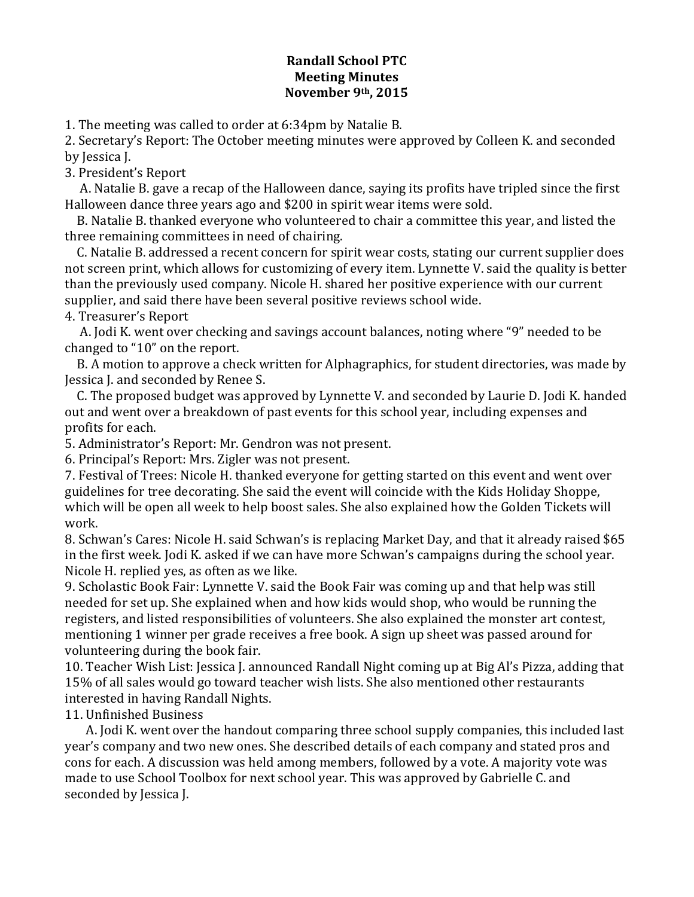**Randall School PTC**
**Meeting Minutes**
**November 9th, 2015**

1. The meeting was called to order at 6:34pm by Natalie B.
2. Secretary's Report: The October meeting minutes were approved by Colleen K. and seconded by Jessica J.
3. President's Report

   A. Natalie B. gave a recap of the Halloween dance, saying its profits have tripled since the first Halloween dance three years ago and $200 in spirit wear items were sold.

   B. Natalie B. thanked everyone who volunteered to chair a committee this year, and listed the three remaining committees in need of chairing.

   C. Natalie B. addressed a recent concern for spirit wear costs, stating our current supplier does not screen print, which allows for customizing of every item. Lynnette V. said the quality is better than the previously used company. Nicole H. shared her positive experience with our current supplier, and said there have been several positive reviews school wide.

4. Treasurer's Report

   A. Jodi K. went over checking and savings account balances, noting where "9" needed to be changed to "10" on the report.

   B. A motion to approve a check written for Alphagraphics, for student directories, was made by Jessica J. and seconded by Renee S.

   C. The proposed budget was approved by Lynnette V. and seconded by Laurie D. Jodi K. handed out and went over a breakdown of past events for this school year, including expenses and profits for each.

5. Administrator's Report: Mr. Gendron was not present.
6. Principal's Report: Mrs. Zigler was not present.
7. Festival of Trees: Nicole H. thanked everyone for getting started on this event and went over guidelines for tree decorating. She said the event will coincide with the Kids Holiday Shoppe, which will be open all week to help boost sales. She also explained how the Golden Tickets will work.
8. Schwan's Cares: Nicole H. said Schwan's is replacing Market Day, and that it already raised $65 in the first week. Jodi K. asked if we can have more Schwan's campaigns during the school year. Nicole H. replied yes, as often as we like.
9. Scholastic Book Fair: Lynnette V. said the Book Fair was coming up and that help was still needed for set up. She explained when and how kids would shop, who would be running the registers, and listed responsibilities of volunteers. She also explained the monster art contest, mentioning 1 winner per grade receives a free book. A sign up sheet was passed around for volunteering during the book fair.
10. Teacher Wish List: Jessica J. announced Randall Night coming up at Big Al's Pizza, adding that 15% of all sales would go toward teacher wish lists. She also mentioned other restaurants interested in having Randall Nights.
11. Unfinished Business

    A. Jodi K. went over the handout comparing three school supply companies, this included last year's company and two new ones. She described details of each company and stated pros and cons for each. A discussion was held among members, followed by a vote. A majority vote was made to use School Toolbox for next school year. This was approved by Gabrielle C. and seconded by Jessica J.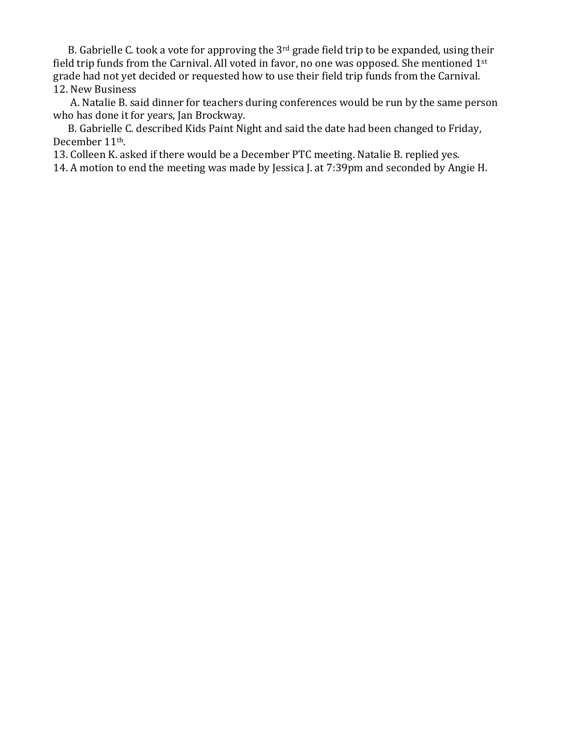B. Gabrielle C. took a vote for approving the 3rd grade field trip to be expanded, using their field trip funds from the Carnival. All voted in favor, no one was opposed. She mentioned 1st grade had not yet decided or requested how to use their field trip funds from the Carnival.

12. New Business

A. Natalie B. said dinner for teachers during conferences would be run by the same person who has done it for years, Jan Brockway.

B. Gabrielle C. described Kids Paint Night and said the date had been changed to Friday, December 11th.

13. Colleen K. asked if there would be a December PTC meeting. Natalie B. replied yes.

14. A motion to end the meeting was made by Jessica J. at 7:39pm and seconded by Angie H.